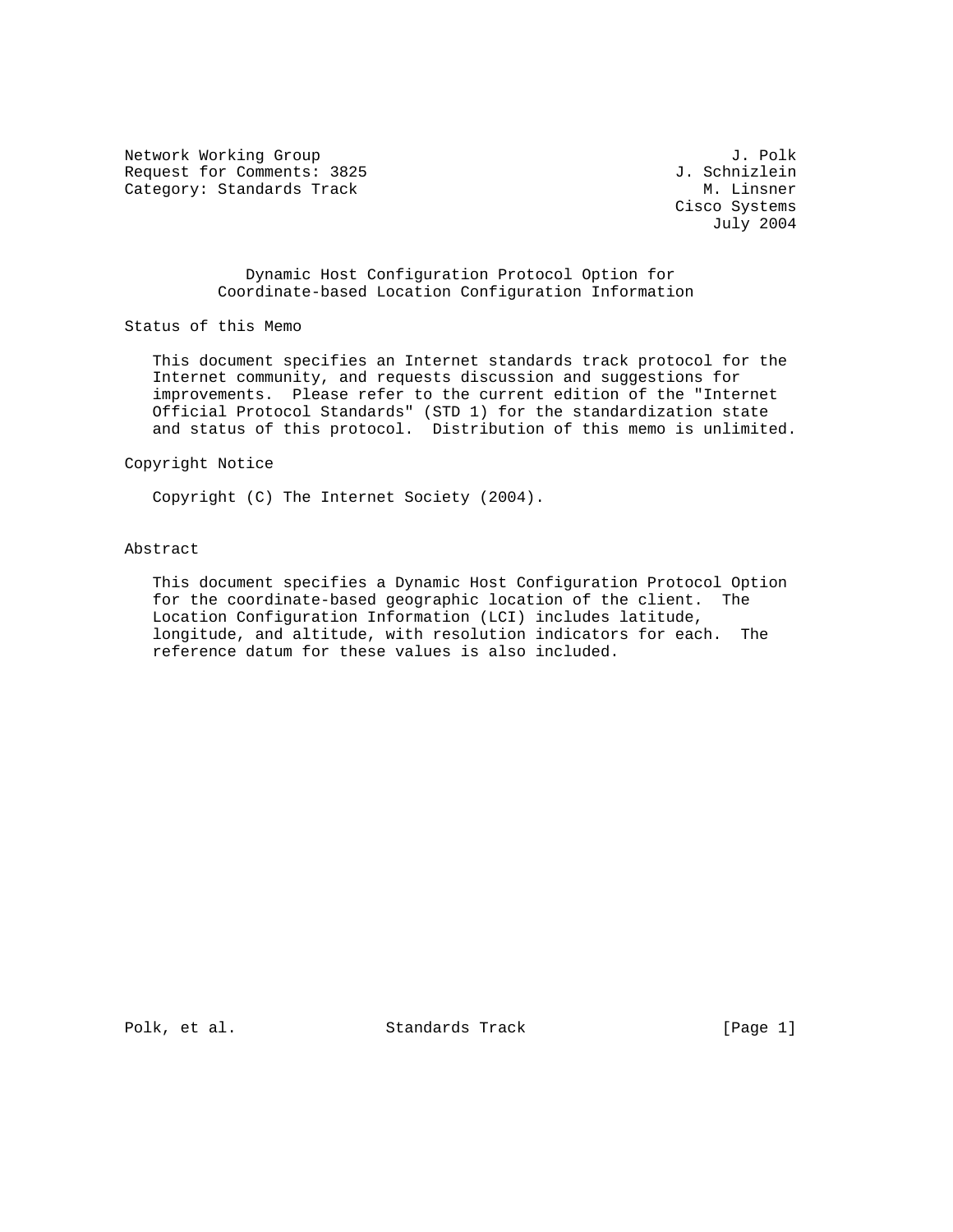Network Working Group J. Polk
Request for Comments: 3825 J. Schnizlein
Category: Standards Track M. Linsner
Cisco Systems
July 2004

# Dynamic Host Configuration Protocol Option for Coordinate-based Location Configuration Information

## Status of this Memo

This document specifies an Internet standards track protocol for the Internet community, and requests discussion and suggestions for improvements. Please refer to the current edition of the "Internet Official Protocol Standards" (STD 1) for the standardization state and status of this protocol. Distribution of this memo is unlimited.

## Copyright Notice

Copyright (C) The Internet Society (2004).

## Abstract

This document specifies a Dynamic Host Configuration Protocol Option for the coordinate-based geographic location of the client. The Location Configuration Information (LCI) includes latitude, longitude, and altitude, with resolution indicators for each. The reference datum for these values is also included.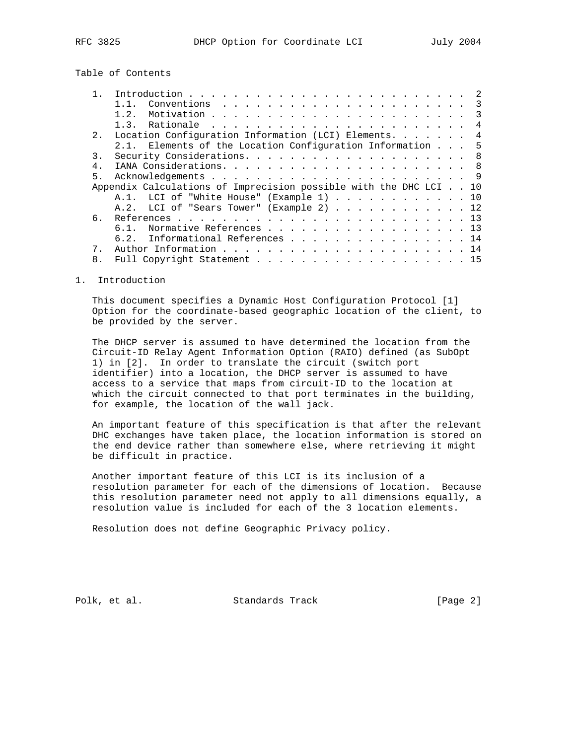Table of Contents

```
   1.  Introduction . . . . . . . . . . . . . . . . . . . . . . . . . .  2
       1.1.  Conventions  . . . . . . . . . . . . . . . . . . . . . . .  3
       1.2.  Motivation . . . . . . . . . . . . . . . . . . . . . . . .  3
       1.3.  Rationale  . . . . . . . . . . . . . . . . . . . . . . . .  4
   2.  Location Configuration Information (LCI) Elements. . . . . . .  4
       2.1.  Elements of the Location Configuration Information . . .  5
   3.  Security Considerations. . . . . . . . . . . . . . . . . . . .  8
   4.  IANA Considerations. . . . . . . . . . . . . . . . . . . . . .  8
   5.  Acknowledgements . . . . . . . . . . . . . . . . . . . . . . .  9
   Appendix Calculations of Imprecision possible with the DHC LCI . . 10
       A.1.  LCI of "White House" (Example 1) . . . . . . . . . . . . 10
       A.2.  LCI of "Sears Tower" (Example 2) . . . . . . . . . . . . 12
   6.  References . . . . . . . . . . . . . . . . . . . . . . . . . . 13
       6.1.  Normative References . . . . . . . . . . . . . . . . . . 13
       6.2.  Informational References . . . . . . . . . . . . . . . . 14
   7.  Author Information . . . . . . . . . . . . . . . . . . . . . . 14
   8.  Full Copyright Statement . . . . . . . . . . . . . . . . . . . 15
```

# 1. Introduction

This document specifies a Dynamic Host Configuration Protocol [1] Option for the coordinate-based geographic location of the client, to be provided by the server.

The DHCP server is assumed to have determined the location from the Circuit-ID Relay Agent Information Option (RAIO) defined (as SubOpt 1) in [2]. In order to translate the circuit (switch port identifier) into a location, the DHCP server is assumed to have access to a service that maps from circuit-ID to the location at which the circuit connected to that port terminates in the building, for example, the location of the wall jack.

An important feature of this specification is that after the relevant DHC exchanges have taken place, the location information is stored on the end device rather than somewhere else, where retrieving it might be difficult in practice.

Another important feature of this LCI is its inclusion of a resolution parameter for each of the dimensions of location. Because this resolution parameter need not apply to all dimensions equally, a resolution value is included for each of the 3 location elements.

Resolution does not define Geographic Privacy policy.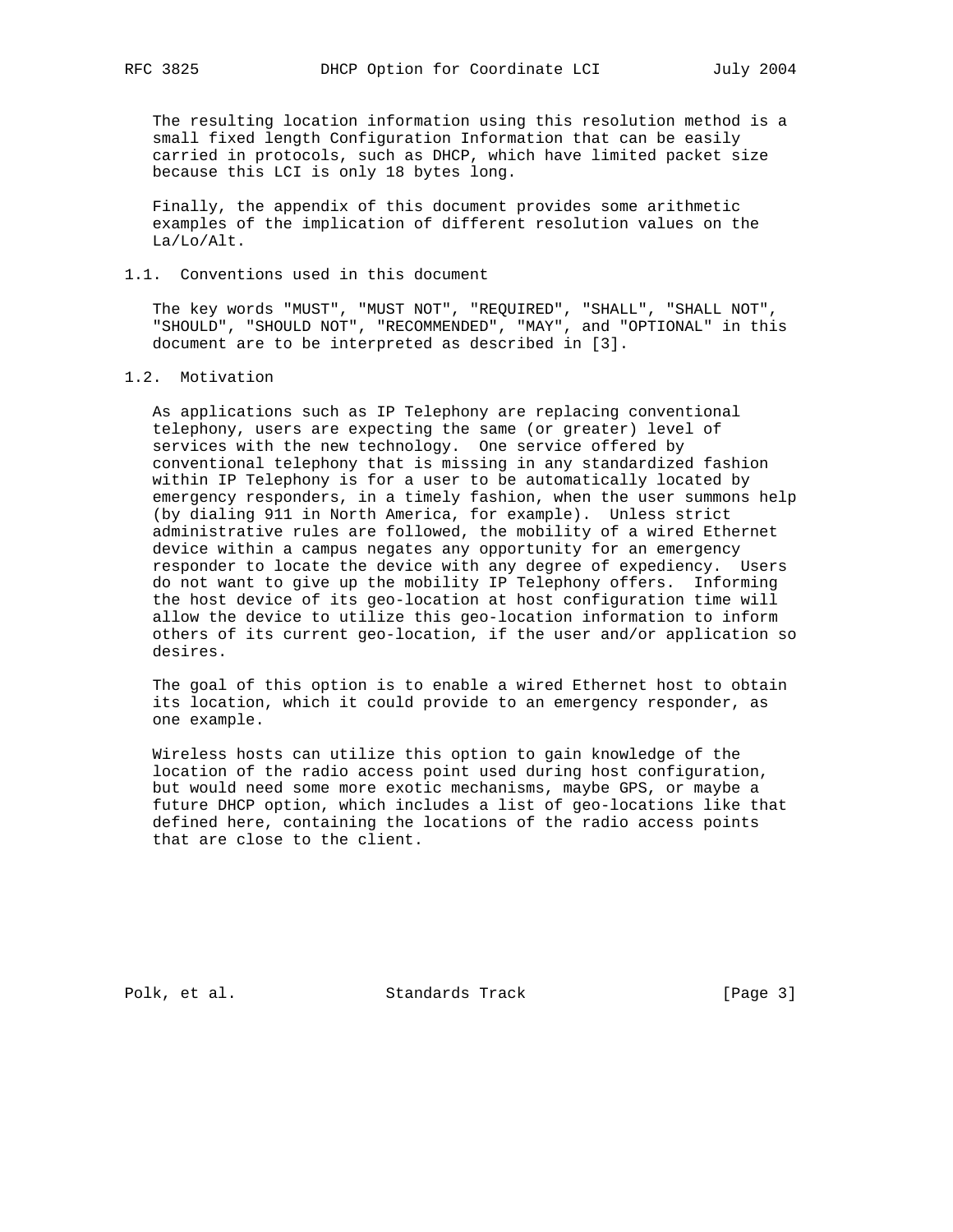The resulting location information using this resolution method is a small fixed length Configuration Information that can be easily carried in protocols, such as DHCP, which have limited packet size because this LCI is only 18 bytes long.

Finally, the appendix of this document provides some arithmetic examples of the implication of different resolution values on the La/Lo/Alt.

### 1.1. Conventions used in this document

The key words "MUST", "MUST NOT", "REQUIRED", "SHALL", "SHALL NOT", "SHOULD", "SHOULD NOT", "RECOMMENDED", "MAY", and "OPTIONAL" in this document are to be interpreted as described in [3].

### 1.2. Motivation

As applications such as IP Telephony are replacing conventional telephony, users are expecting the same (or greater) level of services with the new technology. One service offered by conventional telephony that is missing in any standardized fashion within IP Telephony is for a user to be automatically located by emergency responders, in a timely fashion, when the user summons help (by dialing 911 in North America, for example). Unless strict administrative rules are followed, the mobility of a wired Ethernet device within a campus negates any opportunity for an emergency responder to locate the device with any degree of expediency. Users do not want to give up the mobility IP Telephony offers. Informing the host device of its geo-location at host configuration time will allow the device to utilize this geo-location information to inform others of its current geo-location, if the user and/or application so desires.

The goal of this option is to enable a wired Ethernet host to obtain its location, which it could provide to an emergency responder, as one example.

Wireless hosts can utilize this option to gain knowledge of the location of the radio access point used during host configuration, but would need some more exotic mechanisms, maybe GPS, or maybe a future DHCP option, which includes a list of geo-locations like that defined here, containing the locations of the radio access points that are close to the client.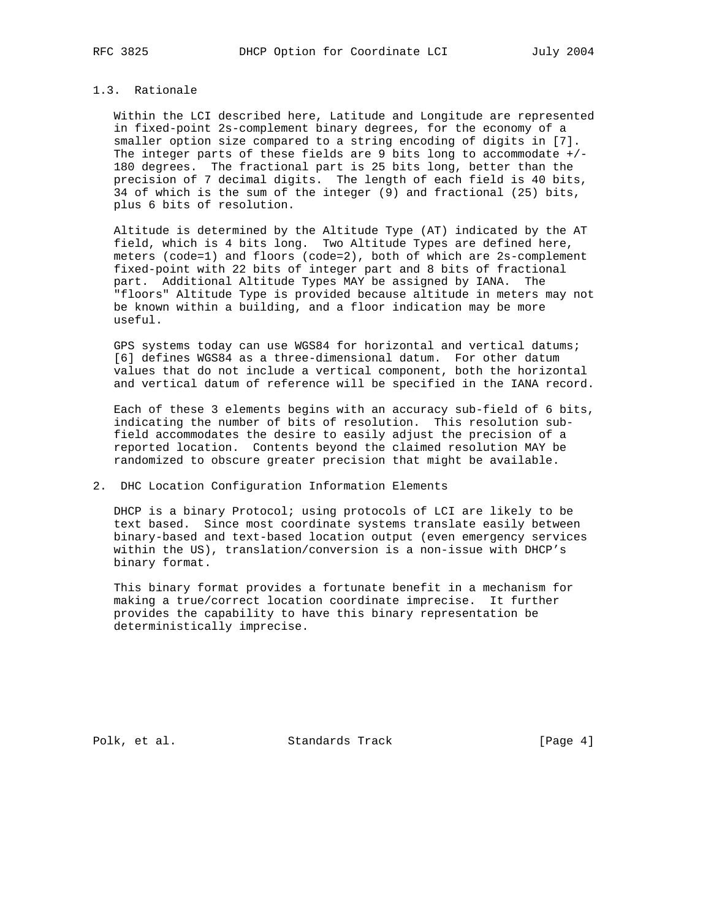### 1.3. Rationale

Within the LCI described here, Latitude and Longitude are represented in fixed-point 2s-complement binary degrees, for the economy of a smaller option size compared to a string encoding of digits in [7]. The integer parts of these fields are 9 bits long to accommodate +/- 180 degrees. The fractional part is 25 bits long, better than the precision of 7 decimal digits. The length of each field is 40 bits, 34 of which is the sum of the integer (9) and fractional (25) bits, plus 6 bits of resolution.

Altitude is determined by the Altitude Type (AT) indicated by the AT field, which is 4 bits long. Two Altitude Types are defined here, meters (code=1) and floors (code=2), both of which are 2s-complement fixed-point with 22 bits of integer part and 8 bits of fractional part. Additional Altitude Types MAY be assigned by IANA. The "floors" Altitude Type is provided because altitude in meters may not be known within a building, and a floor indication may be more useful.

GPS systems today can use WGS84 for horizontal and vertical datums; [6] defines WGS84 as a three-dimensional datum. For other datum values that do not include a vertical component, both the horizontal and vertical datum of reference will be specified in the IANA record.

Each of these 3 elements begins with an accuracy sub-field of 6 bits, indicating the number of bits of resolution. This resolution sub-field accommodates the desire to easily adjust the precision of a reported location. Contents beyond the claimed resolution MAY be randomized to obscure greater precision that might be available.

## 2. DHC Location Configuration Information Elements

DHCP is a binary Protocol; using protocols of LCI are likely to be text based. Since most coordinate systems translate easily between binary-based and text-based location output (even emergency services within the US), translation/conversion is a non-issue with DHCP's binary format.

This binary format provides a fortunate benefit in a mechanism for making a true/correct location coordinate imprecise. It further provides the capability to have this binary representation be deterministically imprecise.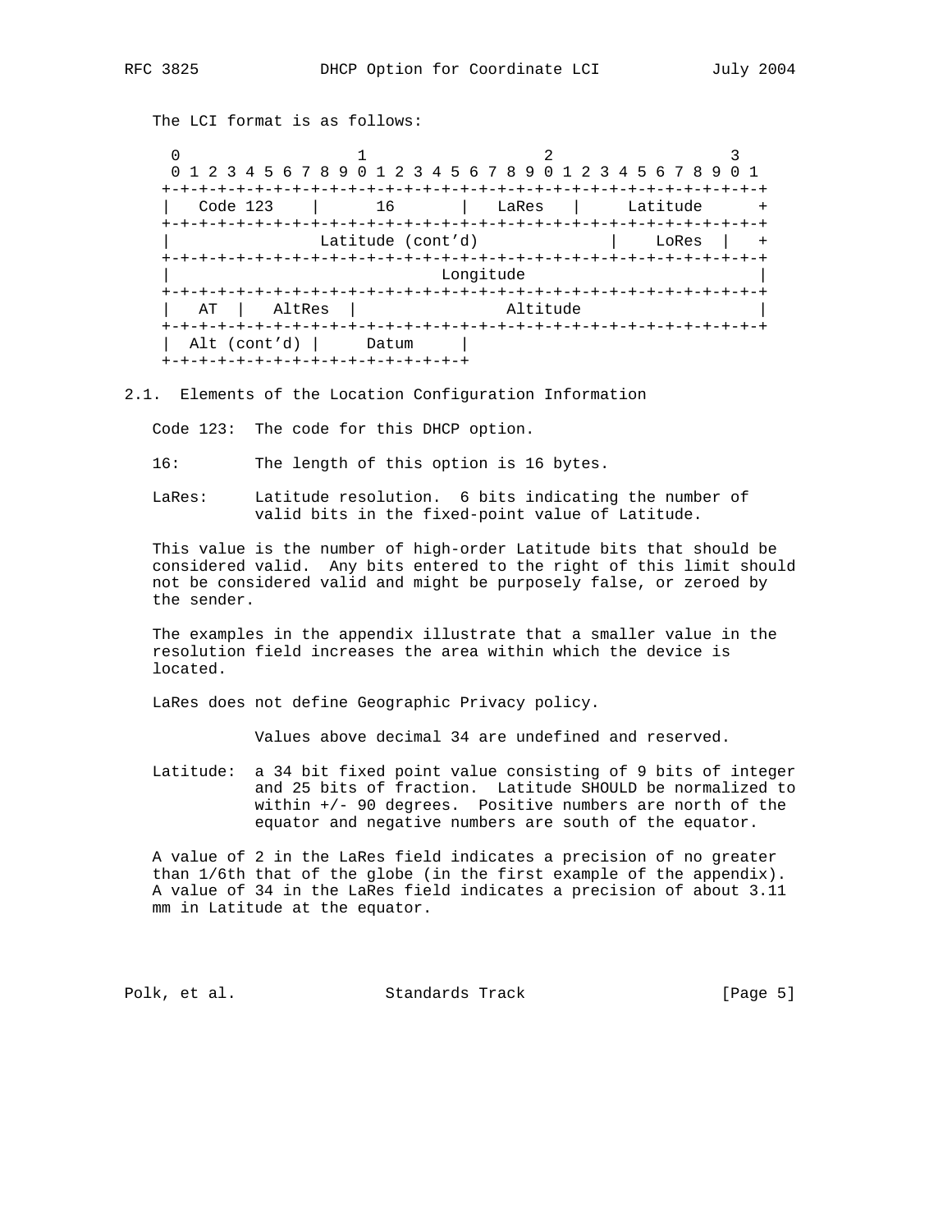The LCI format is as follows:

```
   0                   1                   2                   3
   0 1 2 3 4 5 6 7 8 9 0 1 2 3 4 5 6 7 8 9 0 1 2 3 4 5 6 7 8 9 0 1
  +-+-+-+-+-+-+-+-+-+-+-+-+-+-+-+-+-+-+-+-+-+-+-+-+-+-+-+-+-+-+-+-+
  |   Code 123    |      16       |   LaRes   |     Latitude      +
  +-+-+-+-+-+-+-+-+-+-+-+-+-+-+-+-+-+-+-+-+-+-+-+-+-+-+-+-+-+-+-+-+
  |                Latitude (cont'd)              |    LoRes  |   +
  +-+-+-+-+-+-+-+-+-+-+-+-+-+-+-+-+-+-+-+-+-+-+-+-+-+-+-+-+-+-+-+-+
  |                             Longitude                         |
  +-+-+-+-+-+-+-+-+-+-+-+-+-+-+-+-+-+-+-+-+-+-+-+-+-+-+-+-+-+-+-+-+
  |   AT  |   AltRes  |                Altitude                   |
  +-+-+-+-+-+-+-+-+-+-+-+-+-+-+-+-+-+-+-+-+-+-+-+-+-+-+-+-+-+-+-+-+
  | Alt (cont'd) |     Datum     |
  +-+-+-+-+-+-+-+-+-+-+-+-+-+-+-+-+
```

## 2.1. Elements of the Location Configuration Information

Code 123: The code for this DHCP option.

16: The length of this option is 16 bytes.

LaRes: Latitude resolution. 6 bits indicating the number of valid bits in the fixed-point value of Latitude.

This value is the number of high-order Latitude bits that should be considered valid. Any bits entered to the right of this limit should not be considered valid and might be purposely false, or zeroed by the sender.

The examples in the appendix illustrate that a smaller value in the resolution field increases the area within which the device is located.

LaRes does not define Geographic Privacy policy.

Values above decimal 34 are undefined and reserved.

Latitude: a 34 bit fixed point value consisting of 9 bits of integer and 25 bits of fraction. Latitude SHOULD be normalized to within +/- 90 degrees. Positive numbers are north of the equator and negative numbers are south of the equator.

A value of 2 in the LaRes field indicates a precision of no greater than 1/6th that of the globe (in the first example of the appendix). A value of 34 in the LaRes field indicates a precision of about 3.11 mm in Latitude at the equator.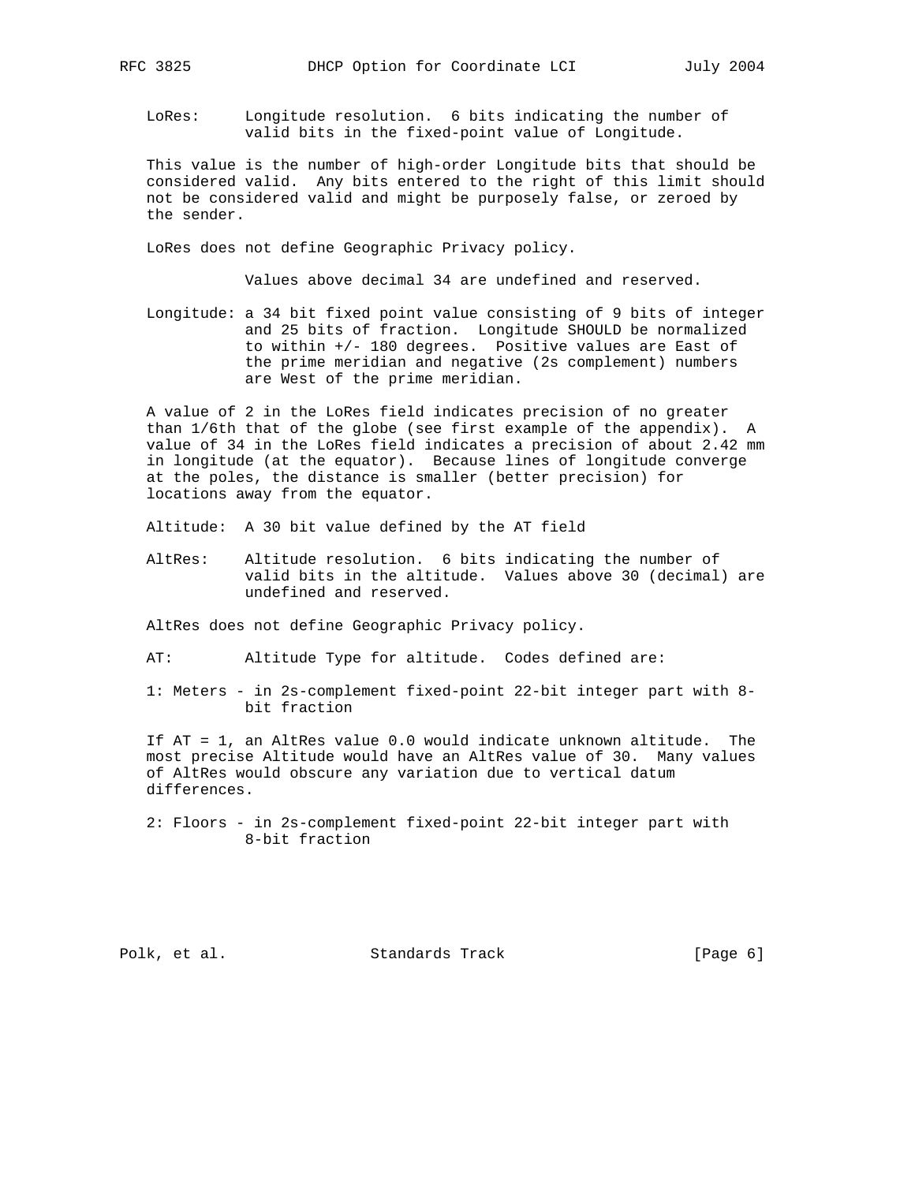LoRes: Longitude resolution. 6 bits indicating the number of valid bits in the fixed-point value of Longitude.

This value is the number of high-order Longitude bits that should be considered valid. Any bits entered to the right of this limit should not be considered valid and might be purposely false, or zeroed by the sender.

LoRes does not define Geographic Privacy policy.

Values above decimal 34 are undefined and reserved.

Longitude: a 34 bit fixed point value consisting of 9 bits of integer and 25 bits of fraction. Longitude SHOULD be normalized to within +/- 180 degrees. Positive values are East of the prime meridian and negative (2s complement) numbers are West of the prime meridian.

A value of 2 in the LoRes field indicates precision of no greater than 1/6th that of the globe (see first example of the appendix). A value of 34 in the LoRes field indicates a precision of about 2.42 mm in longitude (at the equator). Because lines of longitude converge at the poles, the distance is smaller (better precision) for locations away from the equator.

Altitude: A 30 bit value defined by the AT field

AltRes: Altitude resolution. 6 bits indicating the number of valid bits in the altitude. Values above 30 (decimal) are undefined and reserved.

AltRes does not define Geographic Privacy policy.

AT: Altitude Type for altitude. Codes defined are:

1: Meters - in 2s-complement fixed-point 22-bit integer part with 8-bit fraction

If AT = 1, an AltRes value 0.0 would indicate unknown altitude. The most precise Altitude would have an AltRes value of 30. Many values of AltRes would obscure any variation due to vertical datum differences.

2: Floors - in 2s-complement fixed-point 22-bit integer part with 8-bit fraction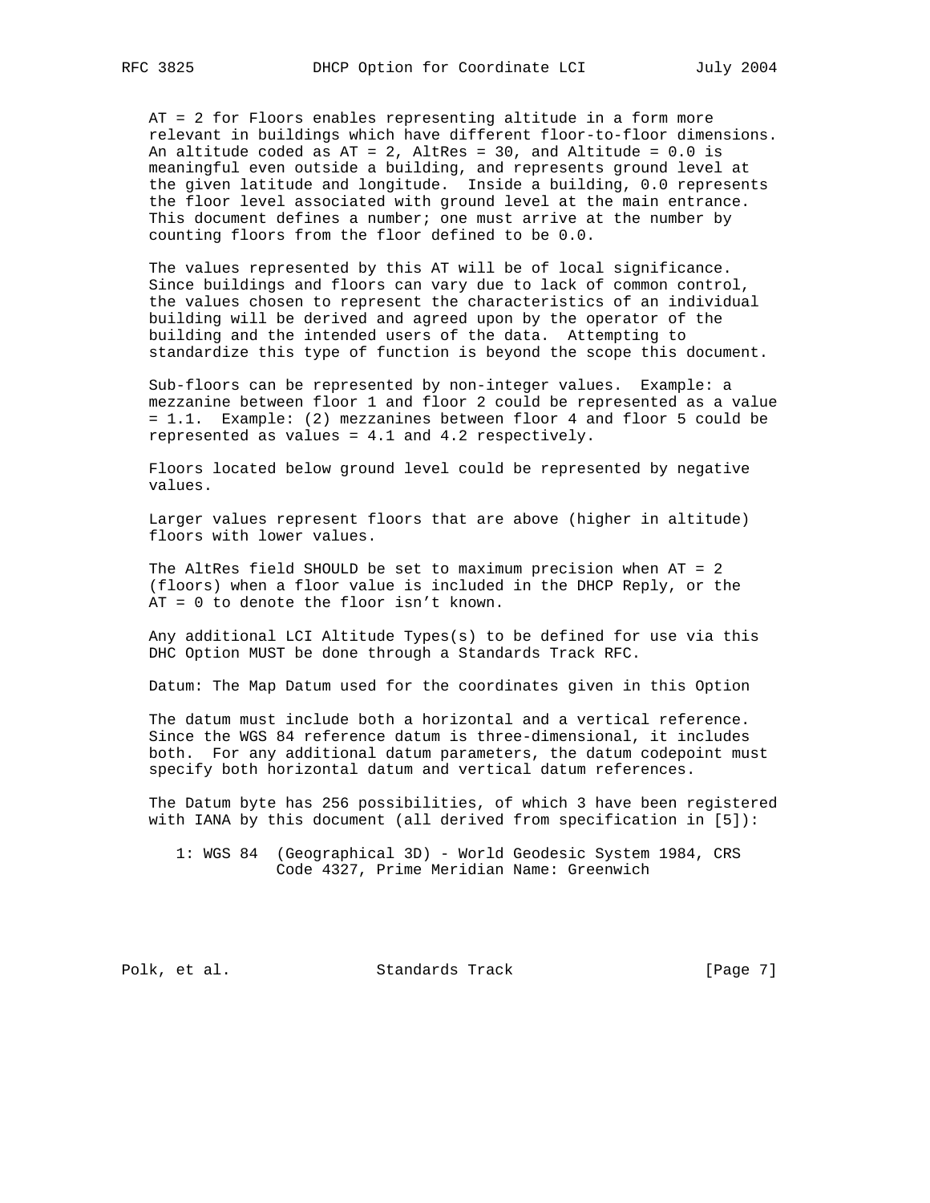AT = 2 for Floors enables representing altitude in a form more relevant in buildings which have different floor-to-floor dimensions. An altitude coded as AT = 2, AltRes = 30, and Altitude = 0.0 is meaningful even outside a building, and represents ground level at the given latitude and longitude. Inside a building, 0.0 represents the floor level associated with ground level at the main entrance. This document defines a number; one must arrive at the number by counting floors from the floor defined to be 0.0.

The values represented by this AT will be of local significance. Since buildings and floors can vary due to lack of common control, the values chosen to represent the characteristics of an individual building will be derived and agreed upon by the operator of the building and the intended users of the data. Attempting to standardize this type of function is beyond the scope this document.

Sub-floors can be represented by non-integer values. Example: a mezzanine between floor 1 and floor 2 could be represented as a value = 1.1. Example: (2) mezzanines between floor 4 and floor 5 could be represented as values = 4.1 and 4.2 respectively.

Floors located below ground level could be represented by negative values.

Larger values represent floors that are above (higher in altitude) floors with lower values.

The AltRes field SHOULD be set to maximum precision when AT = 2 (floors) when a floor value is included in the DHCP Reply, or the AT = 0 to denote the floor isn't known.

Any additional LCI Altitude Types(s) to be defined for use via this DHC Option MUST be done through a Standards Track RFC.

Datum: The Map Datum used for the coordinates given in this Option

The datum must include both a horizontal and a vertical reference. Since the WGS 84 reference datum is three-dimensional, it includes both. For any additional datum parameters, the datum codepoint must specify both horizontal datum and vertical datum references.

The Datum byte has 256 possibilities, of which 3 have been registered with IANA by this document (all derived from specification in [5]):

```
   1: WGS 84  (Geographical 3D) - World Geodesic System 1984, CRS
              Code 4327, Prime Meridian Name: Greenwich
```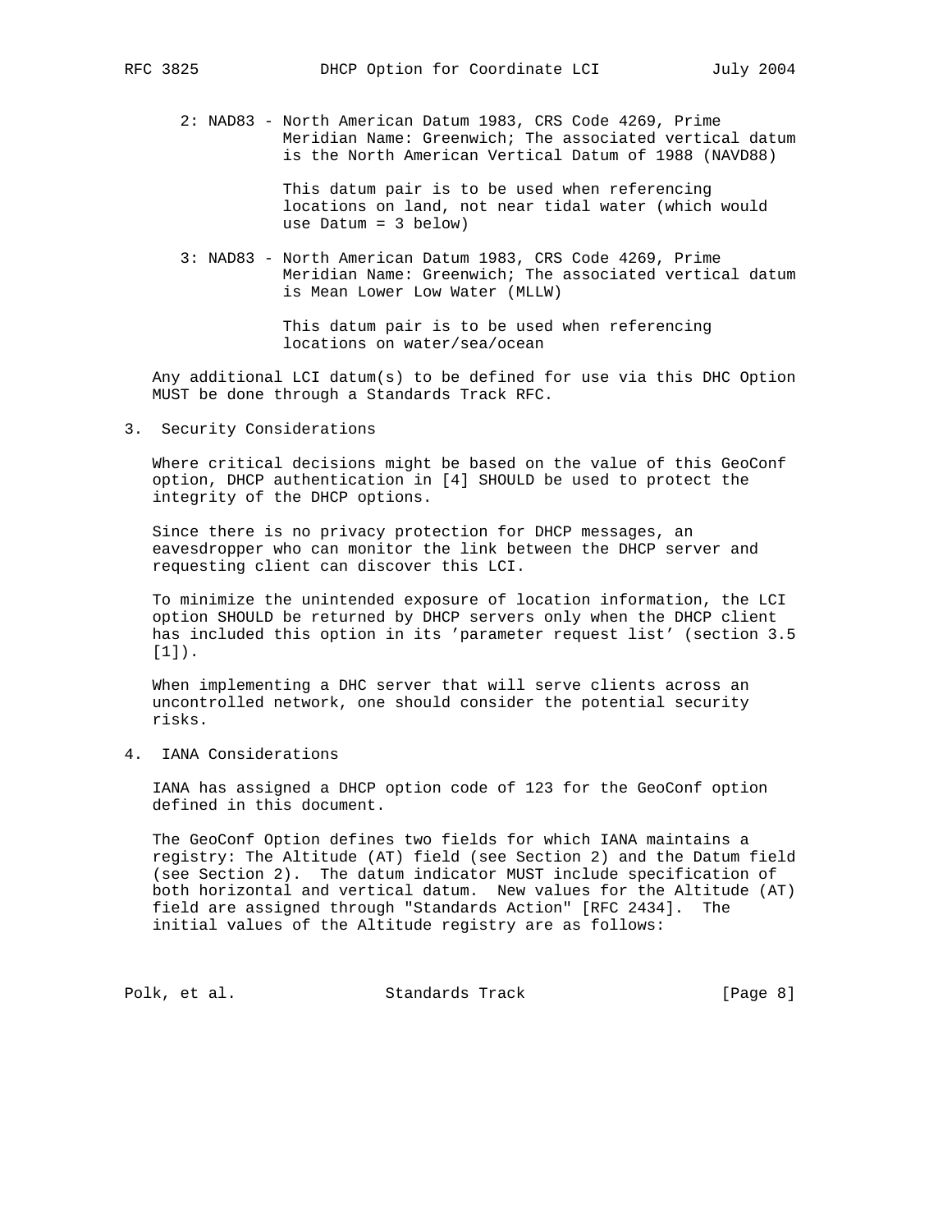2: NAD83 - North American Datum 1983, CRS Code 4269, Prime Meridian Name: Greenwich; The associated vertical datum is the North American Vertical Datum of 1988 (NAVD88)

This datum pair is to be used when referencing locations on land, not near tidal water (which would use Datum = 3 below)

3: NAD83 - North American Datum 1983, CRS Code 4269, Prime Meridian Name: Greenwich; The associated vertical datum is Mean Lower Low Water (MLLW)

This datum pair is to be used when referencing locations on water/sea/ocean

Any additional LCI datum(s) to be defined for use via this DHC Option MUST be done through a Standards Track RFC.

## 3. Security Considerations

Where critical decisions might be based on the value of this GeoConf option, DHCP authentication in [4] SHOULD be used to protect the integrity of the DHCP options.

Since there is no privacy protection for DHCP messages, an eavesdropper who can monitor the link between the DHCP server and requesting client can discover this LCI.

To minimize the unintended exposure of location information, the LCI option SHOULD be returned by DHCP servers only when the DHCP client has included this option in its 'parameter request list' (section 3.5 [1]).

When implementing a DHC server that will serve clients across an uncontrolled network, one should consider the potential security risks.

## 4. IANA Considerations

IANA has assigned a DHCP option code of 123 for the GeoConf option defined in this document.

The GeoConf Option defines two fields for which IANA maintains a registry: The Altitude (AT) field (see Section 2) and the Datum field (see Section 2). The datum indicator MUST include specification of both horizontal and vertical datum. New values for the Altitude (AT) field are assigned through "Standards Action" [RFC 2434]. The initial values of the Altitude registry are as follows: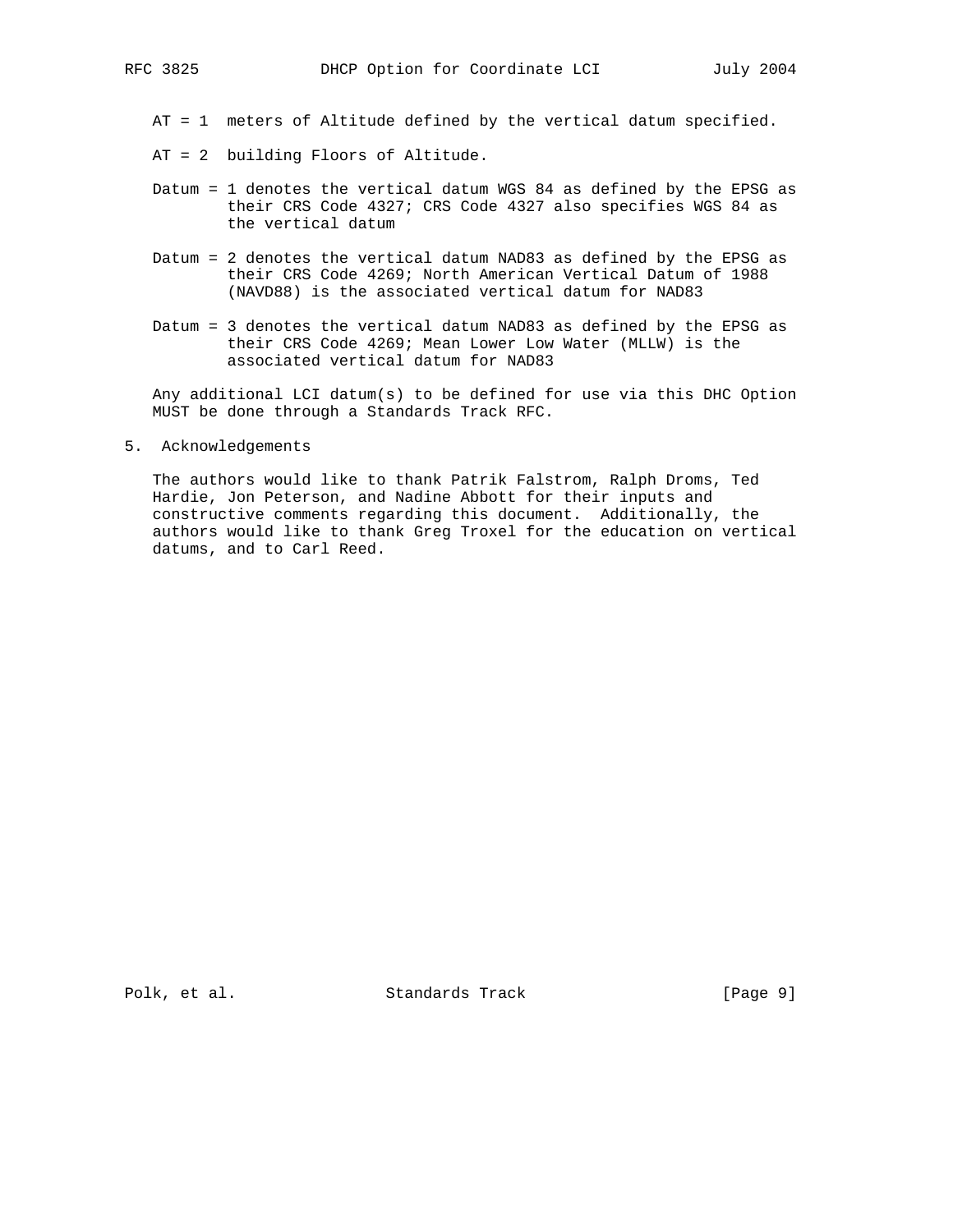AT = 1 meters of Altitude defined by the vertical datum specified.

AT = 2 building Floors of Altitude.

Datum = 1 denotes the vertical datum WGS 84 as defined by the EPSG as their CRS Code 4327; CRS Code 4327 also specifies WGS 84 as the vertical datum

Datum = 2 denotes the vertical datum NAD83 as defined by the EPSG as their CRS Code 4269; North American Vertical Datum of 1988 (NAVD88) is the associated vertical datum for NAD83

Datum = 3 denotes the vertical datum NAD83 as defined by the EPSG as their CRS Code 4269; Mean Lower Low Water (MLLW) is the associated vertical datum for NAD83

Any additional LCI datum(s) to be defined for use via this DHC Option MUST be done through a Standards Track RFC.

## 5. Acknowledgements

The authors would like to thank Patrik Falstrom, Ralph Droms, Ted Hardie, Jon Peterson, and Nadine Abbott for their inputs and constructive comments regarding this document. Additionally, the authors would like to thank Greg Troxel for the education on vertical datums, and to Carl Reed.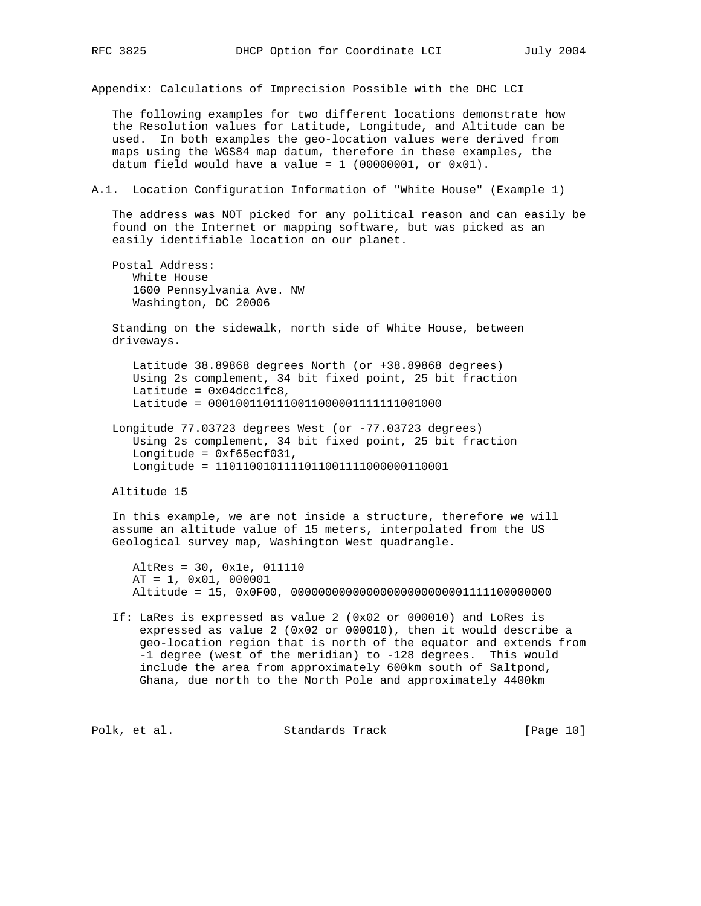## Appendix: Calculations of Imprecision Possible with the DHC LCI

The following examples for two different locations demonstrate how the Resolution values for Latitude, Longitude, and Altitude can be used. In both examples the geo-location values were derived from maps using the WGS84 map datum, therefore in these examples, the datum field would have a value = 1 (00000001, or 0x01).

### A.1. Location Configuration Information of "White House" (Example 1)

The address was NOT picked for any political reason and can easily be found on the Internet or mapping software, but was picked as an easily identifiable location on our planet.

Postal Address:

```
   White House
   1600 Pennsylvania Ave. NW
   Washington, DC 20006
```

Standing on the sidewalk, north side of White House, between driveways.

```
   Latitude 38.89868 degrees North (or +38.89868 degrees)
   Using 2s complement, 34 bit fixed point, 25 bit fraction
   Latitude = 0x04dcc1fc8,
   Latitude = 0001001101110011000001111111001000
```

```
Longitude 77.03723 degrees West (or -77.03723 degrees)
   Using 2s complement, 34 bit fixed point, 25 bit fraction
   Longitude = 0xf65ecf031,
   Longitude = 1101100101111011001111000000110001
```

Altitude 15

In this example, we are not inside a structure, therefore we will assume an altitude value of 15 meters, interpolated from the US Geological survey map, Washington West quadrangle.

```
   AltRes = 30, 0x1e, 011110
   AT = 1, 0x01, 000001
   Altitude = 15, 0x0F00, 00000000000000000000000001111100000000
```

If: LaRes is expressed as value 2 (0x02 or 000010) and LoRes is expressed as value 2 (0x02 or 000010), then it would describe a geo-location region that is north of the equator and extends from -1 degree (west of the meridian) to -128 degrees. This would include the area from approximately 600km south of Saltpond, Ghana, due north to the North Pole and approximately 4400km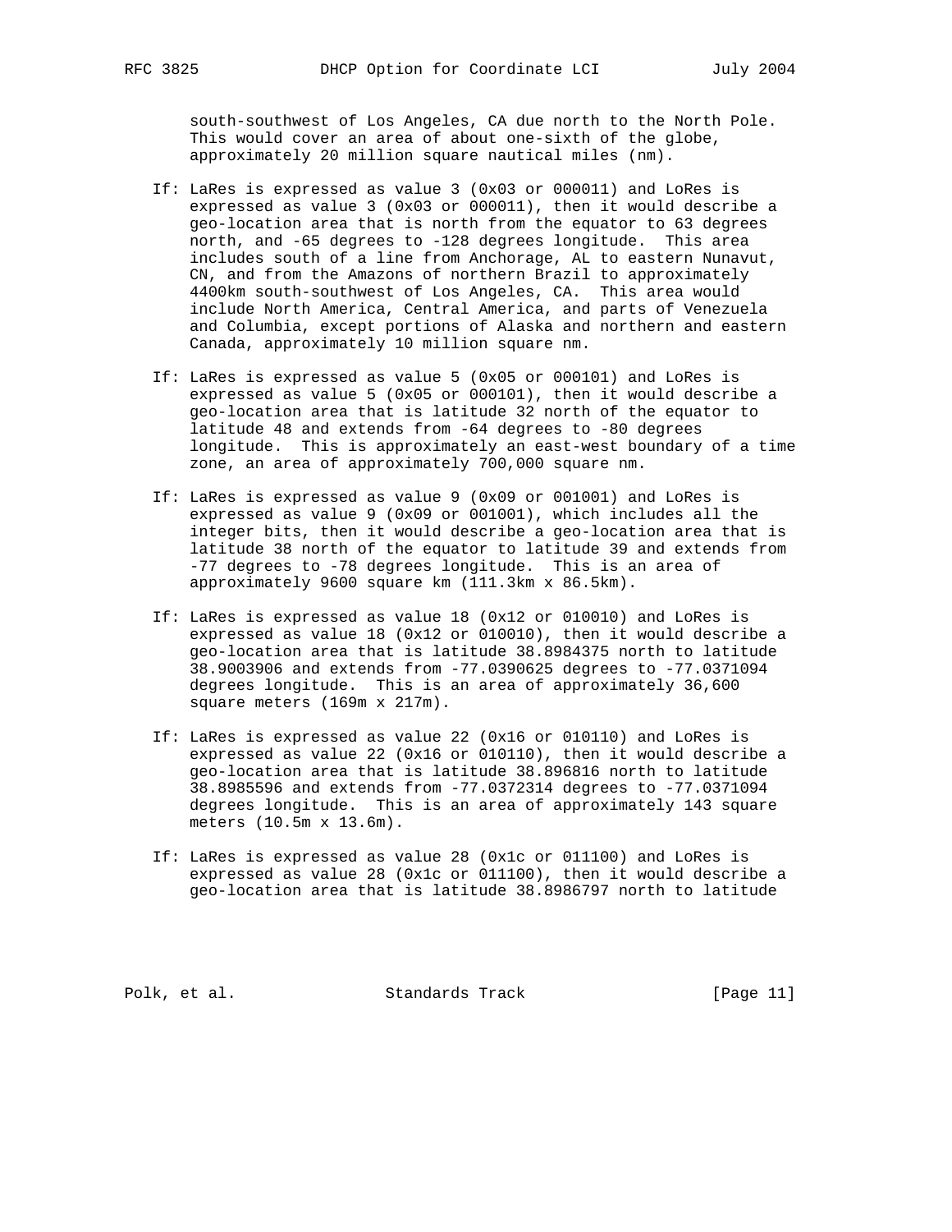south-southwest of Los Angeles, CA due north to the North Pole. This would cover an area of about one-sixth of the globe, approximately 20 million square nautical miles (nm).

If: LaRes is expressed as value 3 (0x03 or 000011) and LoRes is expressed as value 3 (0x03 or 000011), then it would describe a geo-location area that is north from the equator to 63 degrees north, and -65 degrees to -128 degrees longitude. This area includes south of a line from Anchorage, AL to eastern Nunavut, CN, and from the Amazons of northern Brazil to approximately 4400km south-southwest of Los Angeles, CA. This area would include North America, Central America, and parts of Venezuela and Columbia, except portions of Alaska and northern and eastern Canada, approximately 10 million square nm.

If: LaRes is expressed as value 5 (0x05 or 000101) and LoRes is expressed as value 5 (0x05 or 000101), then it would describe a geo-location area that is latitude 32 north of the equator to latitude 48 and extends from -64 degrees to -80 degrees longitude. This is approximately an east-west boundary of a time zone, an area of approximately 700,000 square nm.

If: LaRes is expressed as value 9 (0x09 or 001001) and LoRes is expressed as value 9 (0x09 or 001001), which includes all the integer bits, then it would describe a geo-location area that is latitude 38 north of the equator to latitude 39 and extends from -77 degrees to -78 degrees longitude. This is an area of approximately 9600 square km (111.3km x 86.5km).

If: LaRes is expressed as value 18 (0x12 or 010010) and LoRes is expressed as value 18 (0x12 or 010010), then it would describe a geo-location area that is latitude 38.8984375 north to latitude 38.9003906 and extends from -77.0390625 degrees to -77.0371094 degrees longitude. This is an area of approximately 36,600 square meters (169m x 217m).

If: LaRes is expressed as value 22 (0x16 or 010110) and LoRes is expressed as value 22 (0x16 or 010110), then it would describe a geo-location area that is latitude 38.896816 north to latitude 38.8985596 and extends from -77.0372314 degrees to -77.0371094 degrees longitude. This is an area of approximately 143 square meters (10.5m x 13.6m).

If: LaRes is expressed as value 28 (0x1c or 011100) and LoRes is expressed as value 28 (0x1c or 011100), then it would describe a geo-location area that is latitude 38.8986797 north to latitude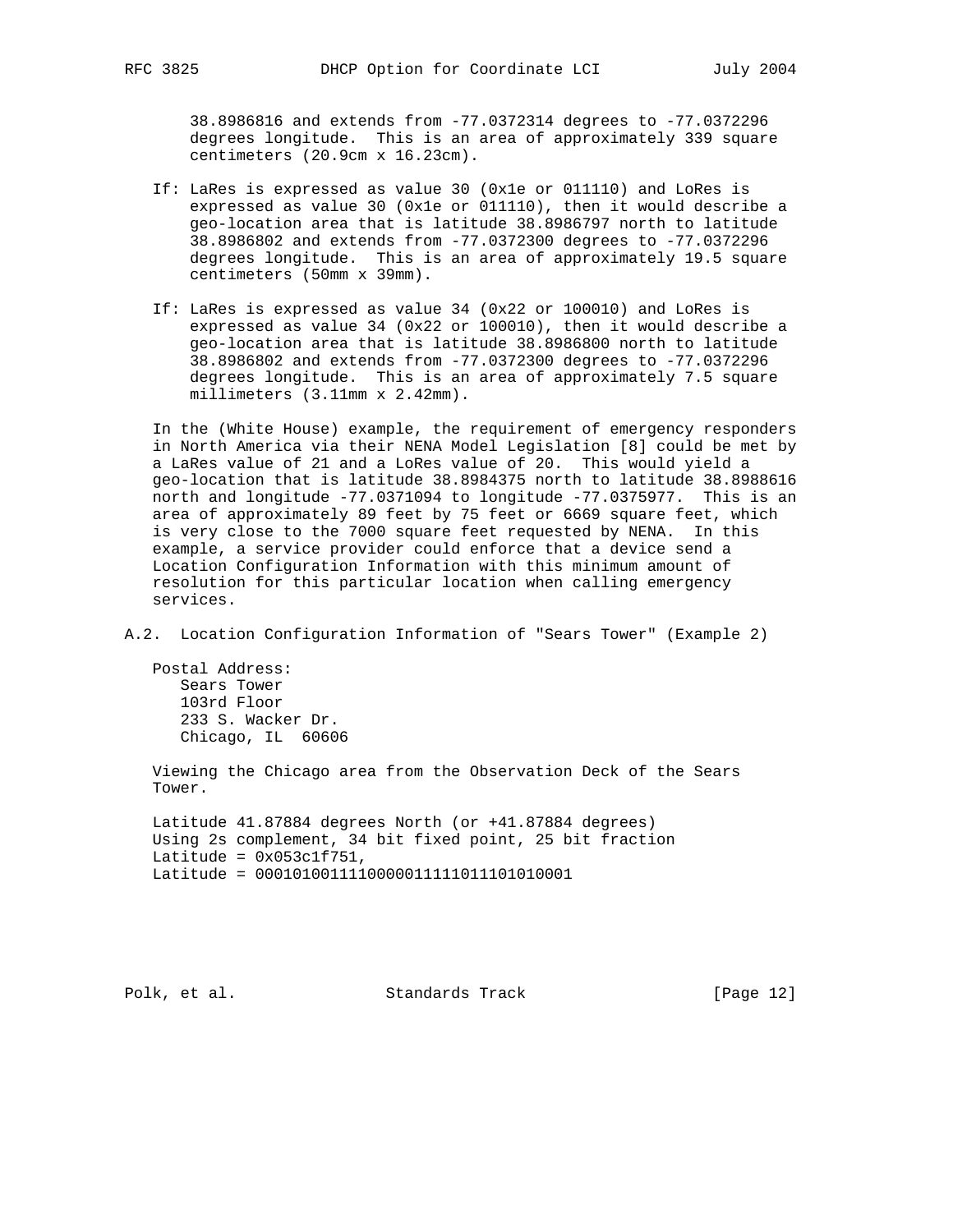38.8986816 and extends from -77.0372314 degrees to -77.0372296 degrees longitude. This is an area of approximately 339 square centimeters (20.9cm x 16.23cm).

If: LaRes is expressed as value 30 (0x1e or 011110) and LoRes is expressed as value 30 (0x1e or 011110), then it would describe a geo-location area that is latitude 38.8986797 north to latitude 38.8986802 and extends from -77.0372300 degrees to -77.0372296 degrees longitude. This is an area of approximately 19.5 square centimeters (50mm x 39mm).

If: LaRes is expressed as value 34 (0x22 or 100010) and LoRes is expressed as value 34 (0x22 or 100010), then it would describe a geo-location area that is latitude 38.8986800 north to latitude 38.8986802 and extends from -77.0372300 degrees to -77.0372296 degrees longitude. This is an area of approximately 7.5 square millimeters (3.11mm x 2.42mm).

In the (White House) example, the requirement of emergency responders in North America via their NENA Model Legislation [8] could be met by a LaRes value of 21 and a LoRes value of 20. This would yield a geo-location that is latitude 38.8984375 north to latitude 38.8988616 north and longitude -77.0371094 to longitude -77.0375977. This is an area of approximately 89 feet by 75 feet or 6669 square feet, which is very close to the 7000 square feet requested by NENA. In this example, a service provider could enforce that a device send a Location Configuration Information with this minimum amount of resolution for this particular location when calling emergency services.

## A.2. Location Configuration Information of "Sears Tower" (Example 2)

```
Postal Address:
   Sears Tower
   103rd Floor
   233 S. Wacker Dr.
   Chicago, IL  60606
```

Viewing the Chicago area from the Observation Deck of the Sears Tower.

```
Latitude 41.87884 degrees North (or +41.87884 degrees)
Using 2s complement, 34 bit fixed point, 25 bit fraction
Latitude = 0x053c1f751,
Latitude = 0001010011110000011111011101010001
```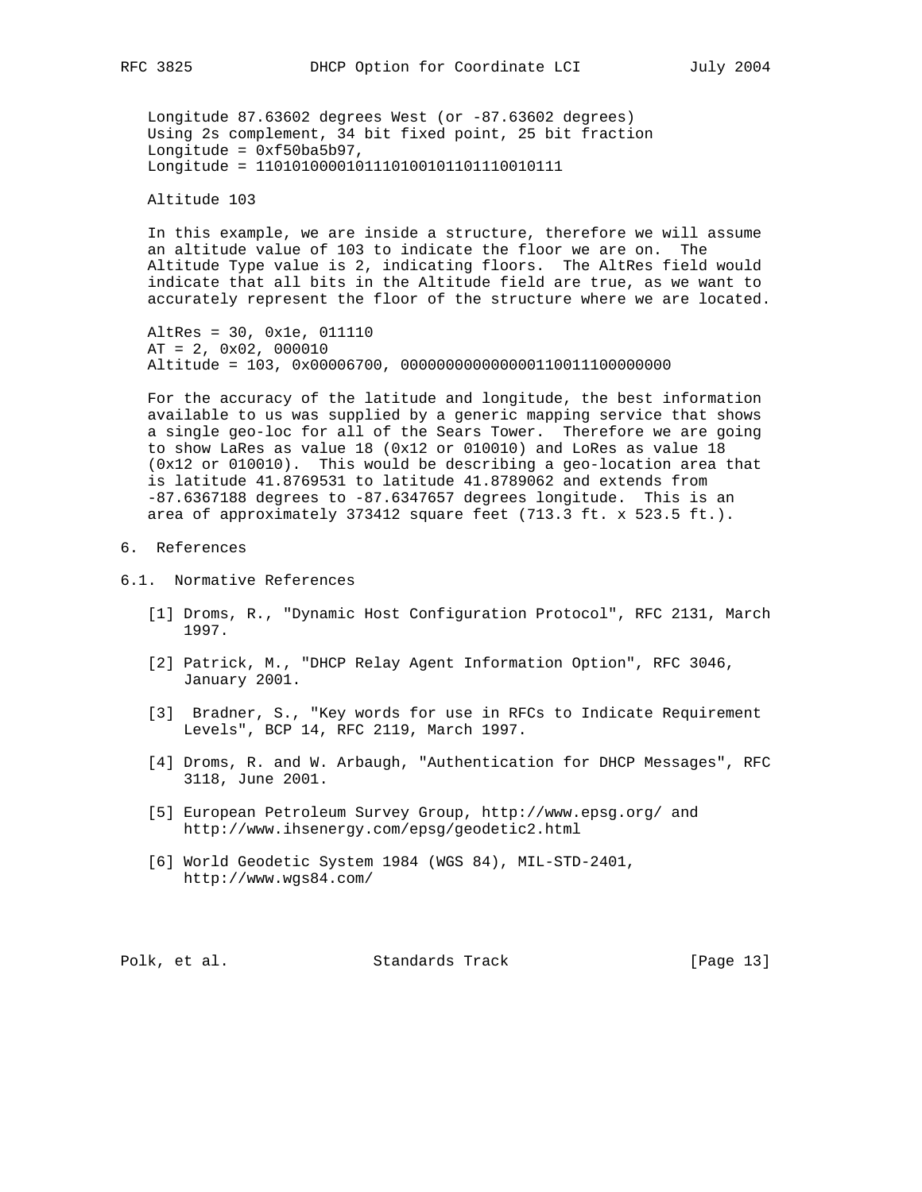Longitude 87.63602 degrees West (or -87.63602 degrees)
Using 2s complement, 34 bit fixed point, 25 bit fraction
Longitude = 0xf50ba5b97,
Longitude = 1101010000101110100101101110010111

Altitude 103

In this example, we are inside a structure, therefore we will assume an altitude value of 103 to indicate the floor we are on. The Altitude Type value is 2, indicating floors. The AltRes field would indicate that all bits in the Altitude field are true, as we want to accurately represent the floor of the structure where we are located.

AltRes = 30, 0x1e, 011110
AT = 2, 0x02, 000010
Altitude = 103, 0x00006700, 000000000000000110011100000000

For the accuracy of the latitude and longitude, the best information available to us was supplied by a generic mapping service that shows a single geo-loc for all of the Sears Tower. Therefore we are going to show LaRes as value 18 (0x12 or 010010) and LoRes as value 18 (0x12 or 010010). This would be describing a geo-location area that is latitude 41.8769531 to latitude 41.8789062 and extends from -87.6367188 degrees to -87.6347657 degrees longitude. This is an area of approximately 373412 square feet (713.3 ft. x 523.5 ft.).

# 6. References

## 6.1. Normative References

[1] Droms, R., "Dynamic Host Configuration Protocol", RFC 2131, March 1997.

[2] Patrick, M., "DHCP Relay Agent Information Option", RFC 3046, January 2001.

[3] Bradner, S., "Key words for use in RFCs to Indicate Requirement Levels", BCP 14, RFC 2119, March 1997.

[4] Droms, R. and W. Arbaugh, "Authentication for DHCP Messages", RFC 3118, June 2001.

[5] European Petroleum Survey Group, http://www.epsg.org/ and http://www.ihsenergy.com/epsg/geodetic2.html

[6] World Geodetic System 1984 (WGS 84), MIL-STD-2401, http://www.wgs84.com/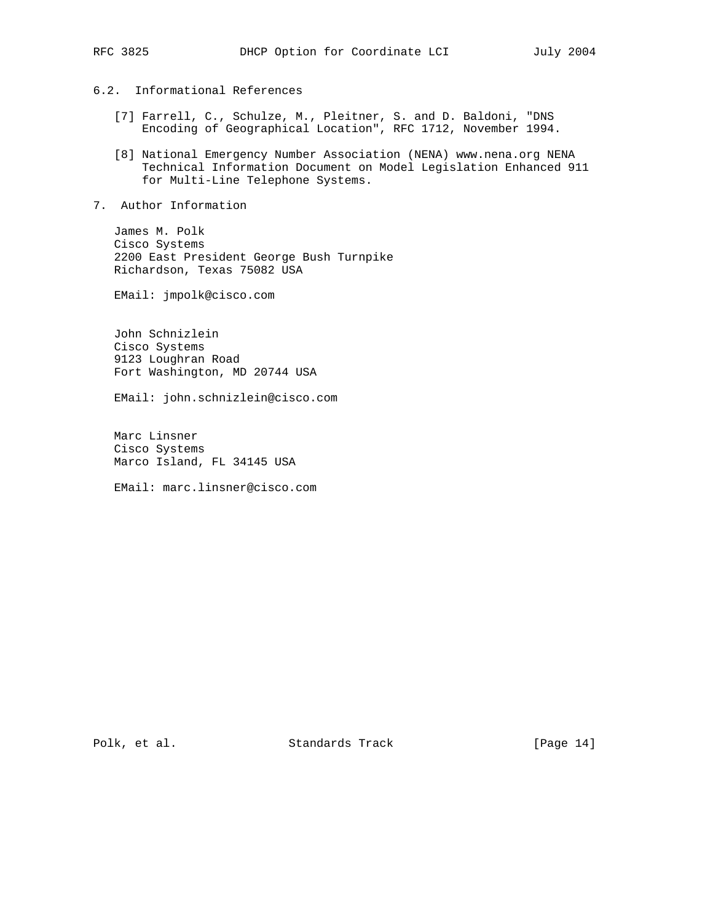### 6.2. Informational References

[7] Farrell, C., Schulze, M., Pleitner, S. and D. Baldoni, "DNS Encoding of Geographical Location", RFC 1712, November 1994.

[8] National Emergency Number Association (NENA) www.nena.org NENA Technical Information Document on Model Legislation Enhanced 911 for Multi-Line Telephone Systems.

## 7. Author Information

James M. Polk
Cisco Systems
2200 East President George Bush Turnpike
Richardson, Texas 75082 USA

EMail: jmpolk@cisco.com

John Schnizlein
Cisco Systems
9123 Loughran Road
Fort Washington, MD 20744 USA

EMail: john.schnizlein@cisco.com

Marc Linsner
Cisco Systems
Marco Island, FL 34145 USA

EMail: marc.linsner@cisco.com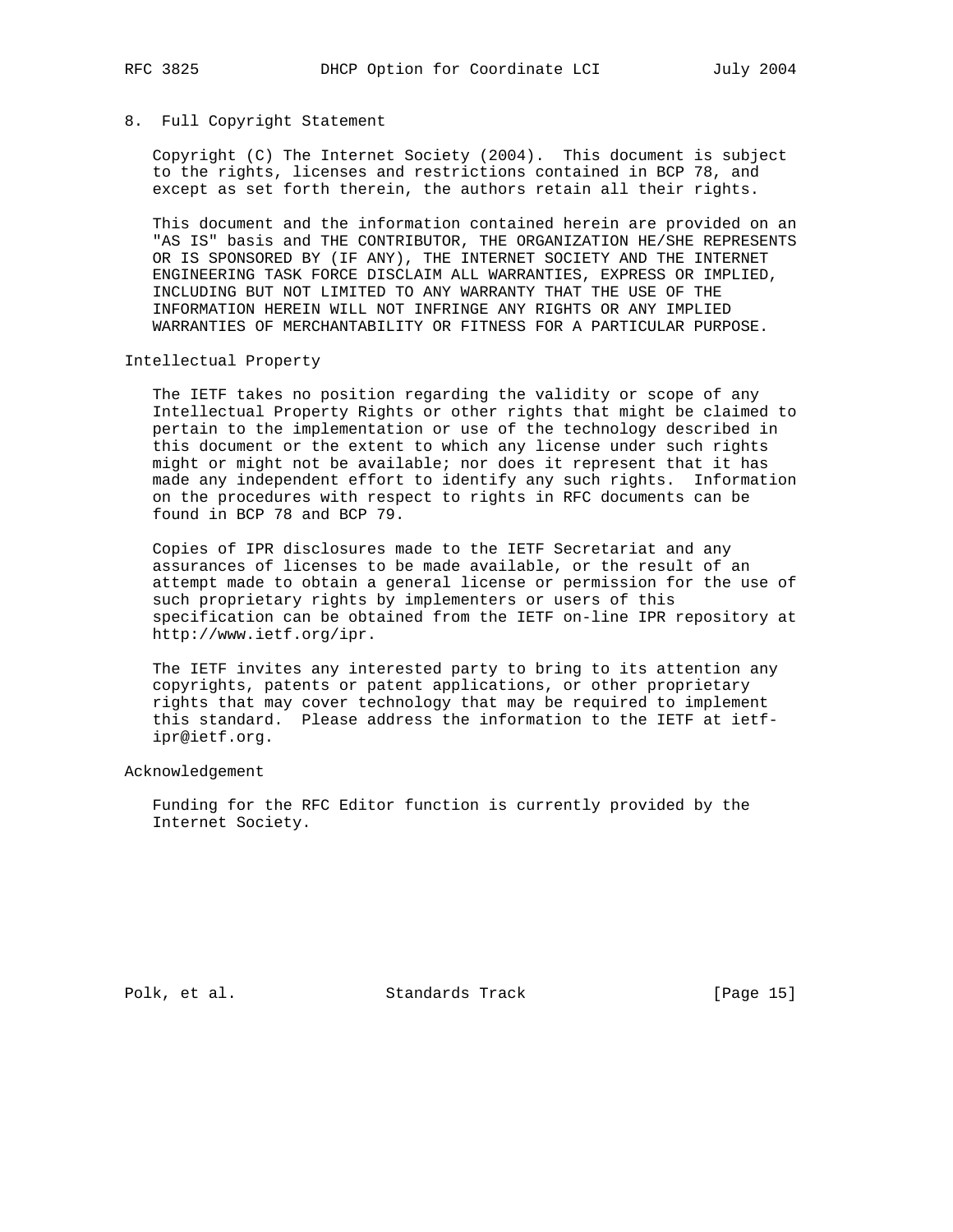## 8. Full Copyright Statement

Copyright (C) The Internet Society (2004). This document is subject to the rights, licenses and restrictions contained in BCP 78, and except as set forth therein, the authors retain all their rights.

This document and the information contained herein are provided on an "AS IS" basis and THE CONTRIBUTOR, THE ORGANIZATION HE/SHE REPRESENTS OR IS SPONSORED BY (IF ANY), THE INTERNET SOCIETY AND THE INTERNET ENGINEERING TASK FORCE DISCLAIM ALL WARRANTIES, EXPRESS OR IMPLIED, INCLUDING BUT NOT LIMITED TO ANY WARRANTY THAT THE USE OF THE INFORMATION HEREIN WILL NOT INFRINGE ANY RIGHTS OR ANY IMPLIED WARRANTIES OF MERCHANTABILITY OR FITNESS FOR A PARTICULAR PURPOSE.

## Intellectual Property

The IETF takes no position regarding the validity or scope of any Intellectual Property Rights or other rights that might be claimed to pertain to the implementation or use of the technology described in this document or the extent to which any license under such rights might or might not be available; nor does it represent that it has made any independent effort to identify any such rights. Information on the procedures with respect to rights in RFC documents can be found in BCP 78 and BCP 79.

Copies of IPR disclosures made to the IETF Secretariat and any assurances of licenses to be made available, or the result of an attempt made to obtain a general license or permission for the use of such proprietary rights by implementers or users of this specification can be obtained from the IETF on-line IPR repository at http://www.ietf.org/ipr.

The IETF invites any interested party to bring to its attention any copyrights, patents or patent applications, or other proprietary rights that may cover technology that may be required to implement this standard. Please address the information to the IETF at ietf-ipr@ietf.org.

## Acknowledgement

Funding for the RFC Editor function is currently provided by the Internet Society.